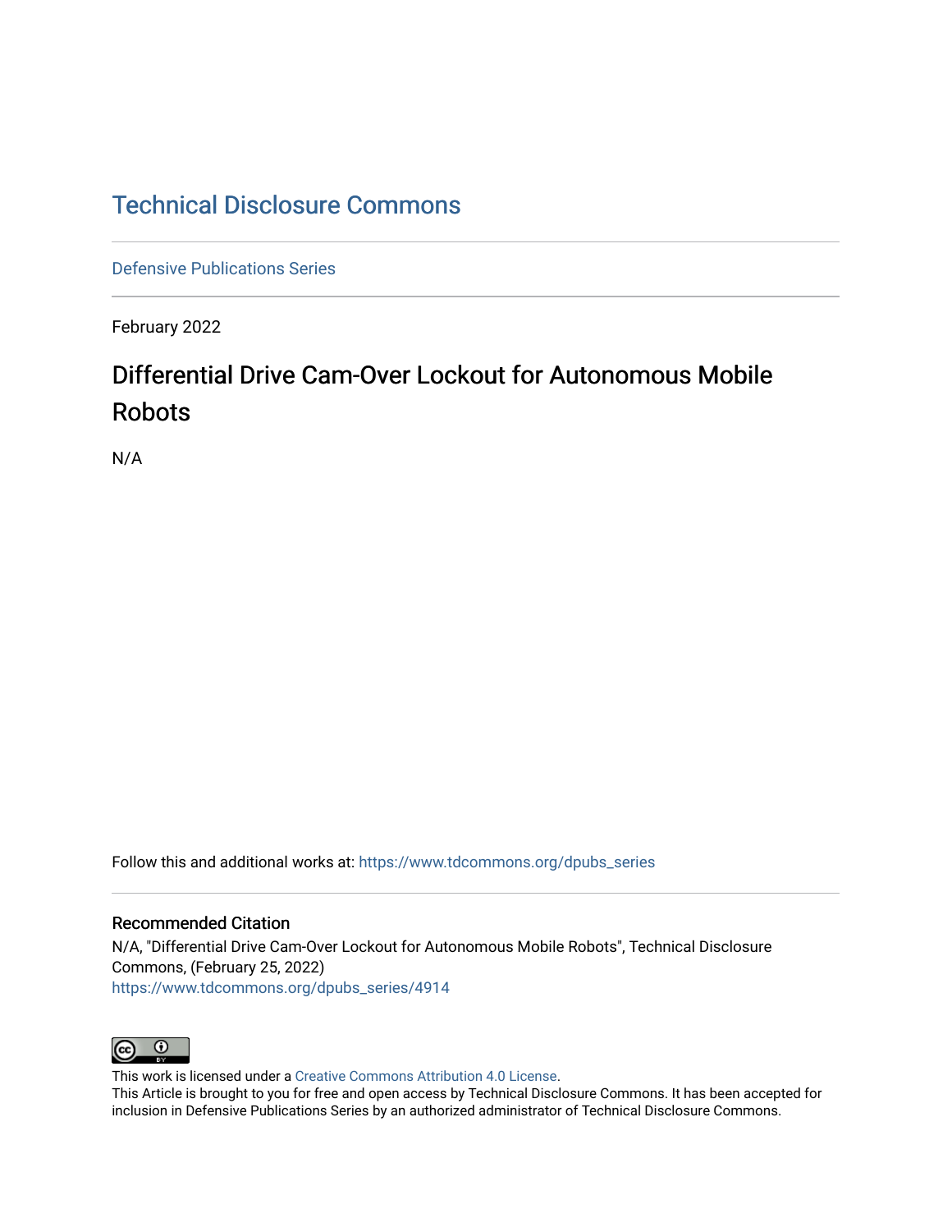# Technical Disclosure Commons

Defensive Publications Series

February 2022

## Differential Drive Cam-Over Lockout for Autonomous Mobile Robots

N/A

Follow this and additional works at: https://www.tdcommons.org/dpubs_series

### Recommended Citation

N/A, "Differential Drive Cam-Over Lockout for Autonomous Mobile Robots", Technical Disclosure Commons, (February 25, 2022)
https://www.tdcommons.org/dpubs_series/4914

This work is licensed under a Creative Commons Attribution 4.0 License.
This Article is brought to you for free and open access by Technical Disclosure Commons. It has been accepted for inclusion in Defensive Publications Series by an authorized administrator of Technical Disclosure Commons.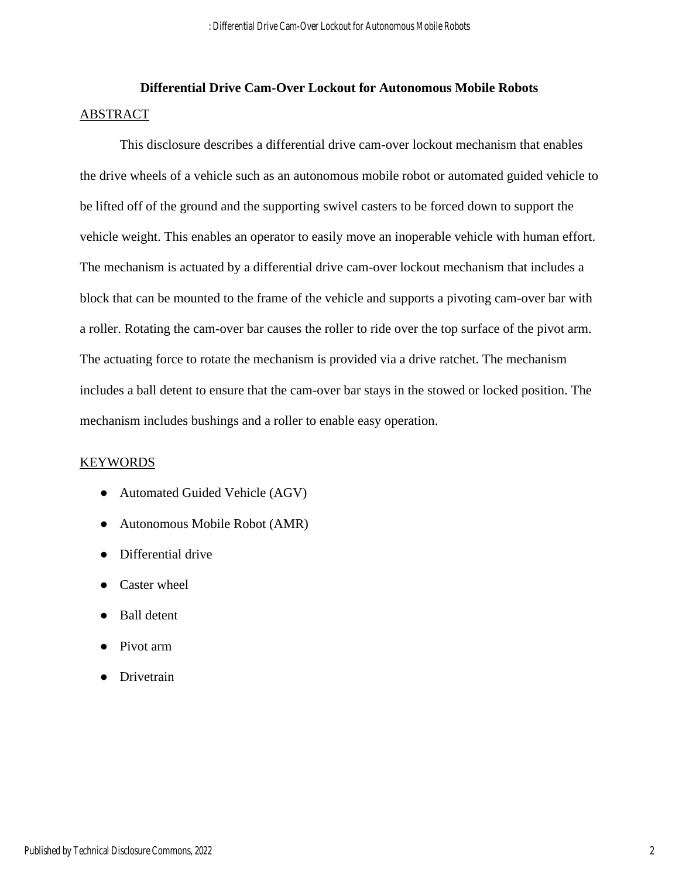# Differential Drive Cam-Over Lockout for Autonomous Mobile Robots

## ABSTRACT

This disclosure describes a differential drive cam-over lockout mechanism that enables the drive wheels of a vehicle such as an autonomous mobile robot or automated guided vehicle to be lifted off of the ground and the supporting swivel casters to be forced down to support the vehicle weight. This enables an operator to easily move an inoperable vehicle with human effort. The mechanism is actuated by a differential drive cam-over lockout mechanism that includes a block that can be mounted to the frame of the vehicle and supports a pivoting cam-over bar with a roller. Rotating the cam-over bar causes the roller to ride over the top surface of the pivot arm. The actuating force to rotate the mechanism is provided via a drive ratchet. The mechanism includes a ball detent to ensure that the cam-over bar stays in the stowed or locked position. The mechanism includes bushings and a roller to enable easy operation.

## KEYWORDS

- Automated Guided Vehicle (AGV)
- Autonomous Mobile Robot (AMR)
- Differential drive
- Caster wheel
- Ball detent
- Pivot arm
- Drivetrain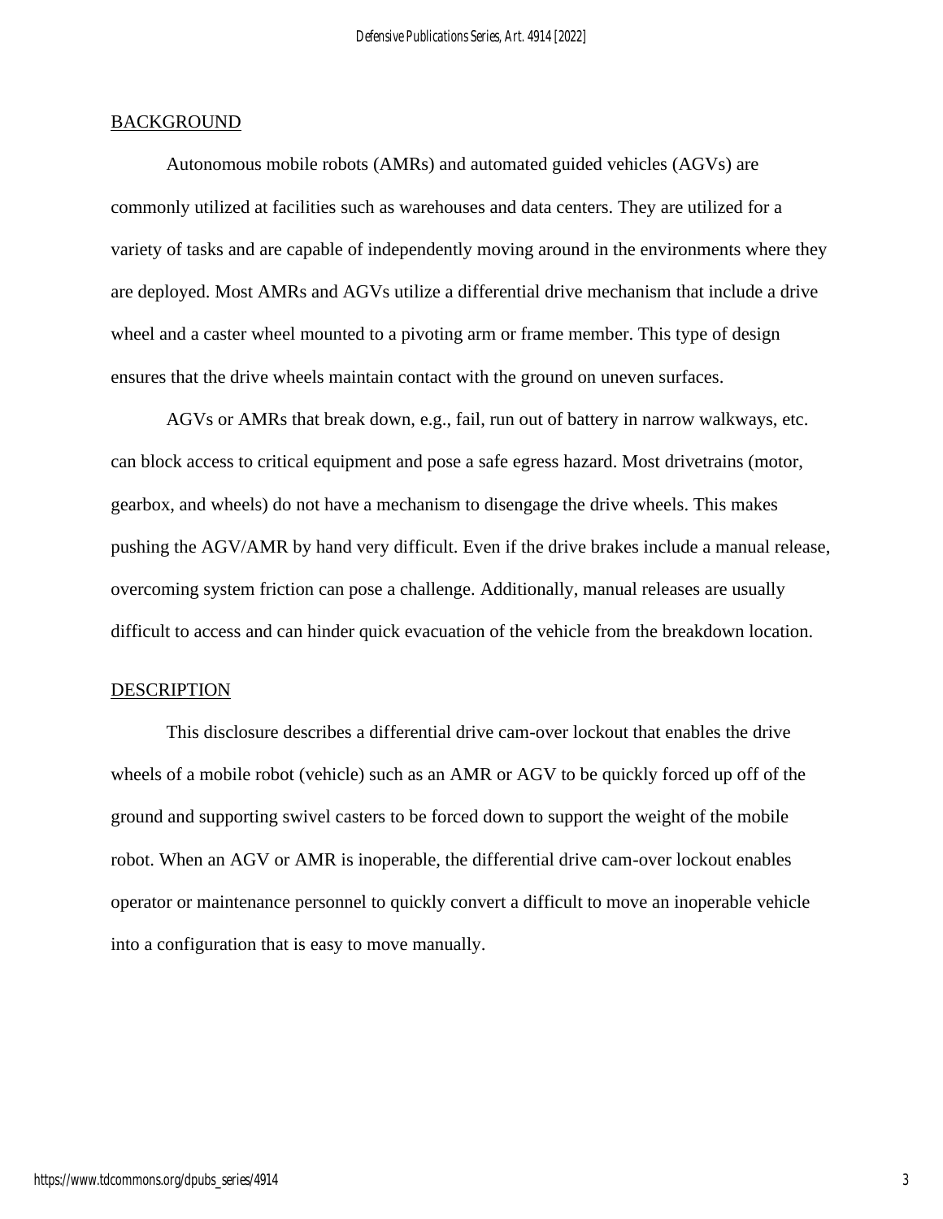## BACKGROUND

Autonomous mobile robots (AMRs) and automated guided vehicles (AGVs) are commonly utilized at facilities such as warehouses and data centers. They are utilized for a variety of tasks and are capable of independently moving around in the environments where they are deployed. Most AMRs and AGVs utilize a differential drive mechanism that include a drive wheel and a caster wheel mounted to a pivoting arm or frame member. This type of design ensures that the drive wheels maintain contact with the ground on uneven surfaces.

AGVs or AMRs that break down, e.g., fail, run out of battery in narrow walkways, etc. can block access to critical equipment and pose a safe egress hazard. Most drivetrains (motor, gearbox, and wheels) do not have a mechanism to disengage the drive wheels. This makes pushing the AGV/AMR by hand very difficult. Even if the drive brakes include a manual release, overcoming system friction can pose a challenge. Additionally, manual releases are usually difficult to access and can hinder quick evacuation of the vehicle from the breakdown location.

## DESCRIPTION

This disclosure describes a differential drive cam-over lockout that enables the drive wheels of a mobile robot (vehicle) such as an AMR or AGV to be quickly forced up off of the ground and supporting swivel casters to be forced down to support the weight of the mobile robot. When an AGV or AMR is inoperable, the differential drive cam-over lockout enables operator or maintenance personnel to quickly convert a difficult to move an inoperable vehicle into a configuration that is easy to move manually.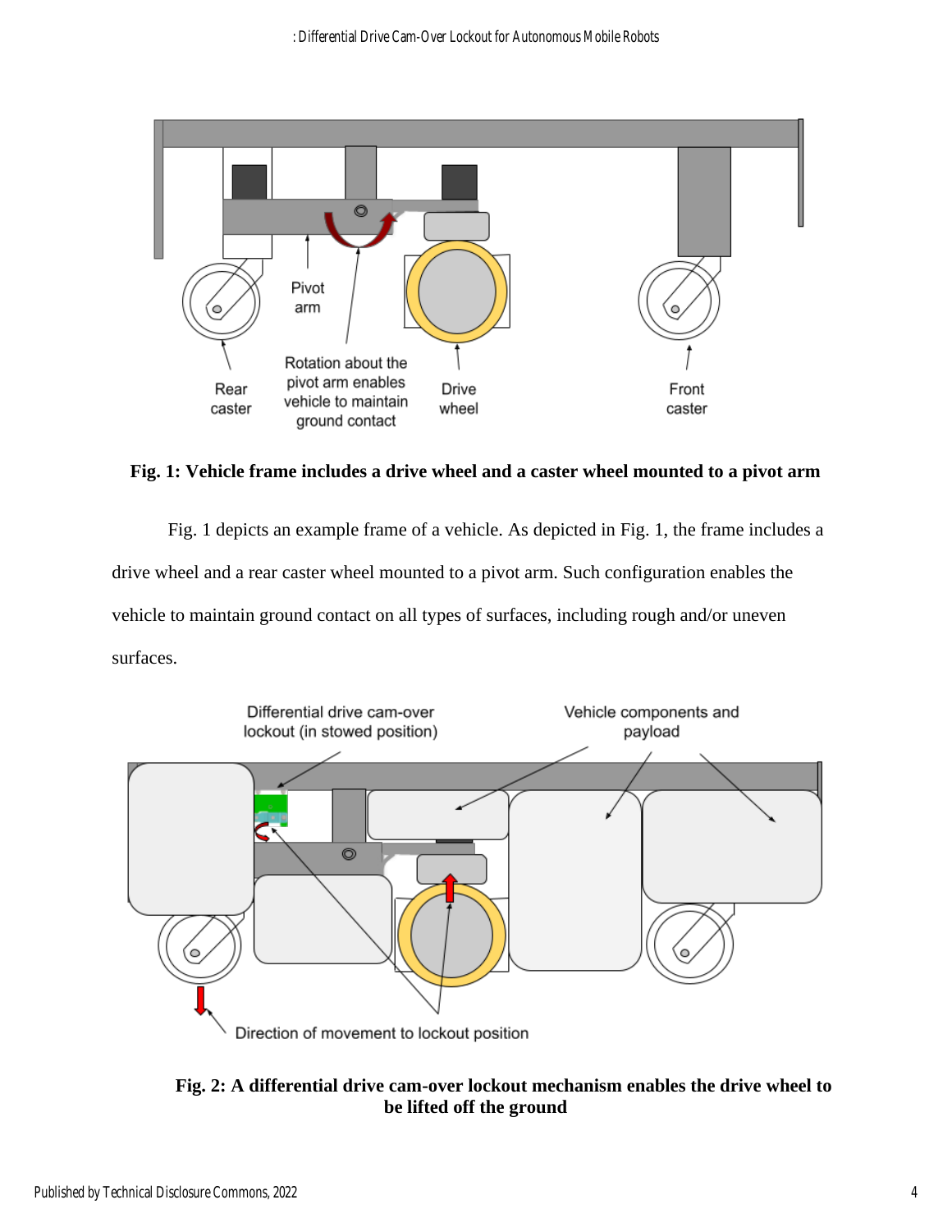**Fig. 1: Vehicle frame includes a drive wheel and a caster wheel mounted to a pivot arm**

Fig. 1 depicts an example frame of a vehicle. As depicted in Fig. 1, the frame includes a drive wheel and a rear caster wheel mounted to a pivot arm. Such configuration enables the vehicle to maintain ground contact on all types of surfaces, including rough and/or uneven surfaces.

**Fig. 2: A differential drive cam-over lockout mechanism enables the drive wheel to be lifted off the ground**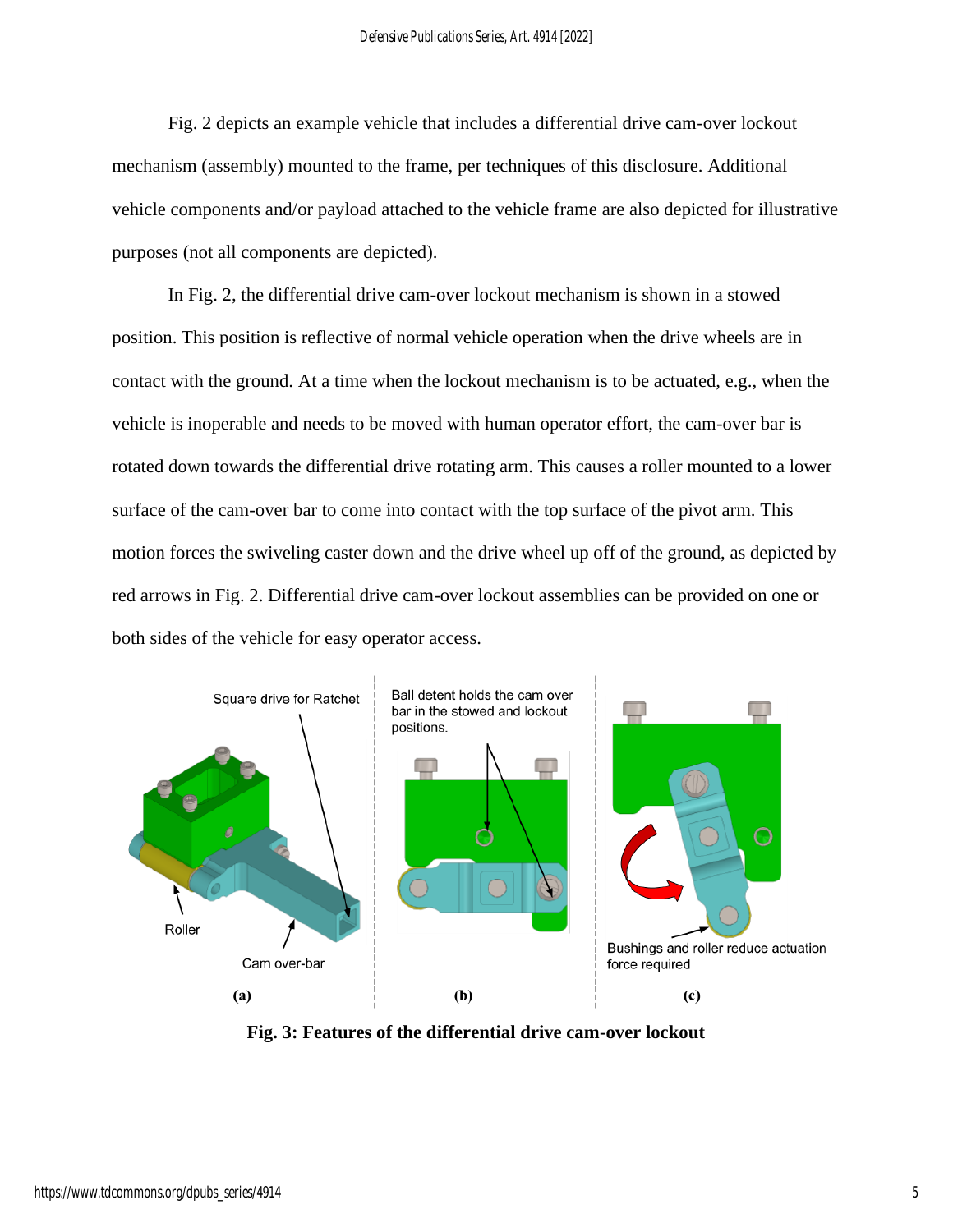Fig. 2 depicts an example vehicle that includes a differential drive cam-over lockout mechanism (assembly) mounted to the frame, per techniques of this disclosure. Additional vehicle components and/or payload attached to the vehicle frame are also depicted for illustrative purposes (not all components are depicted).

In Fig. 2, the differential drive cam-over lockout mechanism is shown in a stowed position. This position is reflective of normal vehicle operation when the drive wheels are in contact with the ground. At a time when the lockout mechanism is to be actuated, e.g., when the vehicle is inoperable and needs to be moved with human operator effort, the cam-over bar is rotated down towards the differential drive rotating arm. This causes a roller mounted to a lower surface of the cam-over bar to come into contact with the top surface of the pivot arm. This motion forces the swiveling caster down and the drive wheel up off of the ground, as depicted by red arrows in Fig. 2. Differential drive cam-over lockout assemblies can be provided on one or both sides of the vehicle for easy operator access.

Square drive for Ratchet

Roller

Cam over-bar

(a)

Ball detent holds the cam over bar in the stowed and lockout positions.

(b)

Bushings and roller reduce actuation force required

(c)

**Fig. 3: Features of the differential drive cam-over lockout**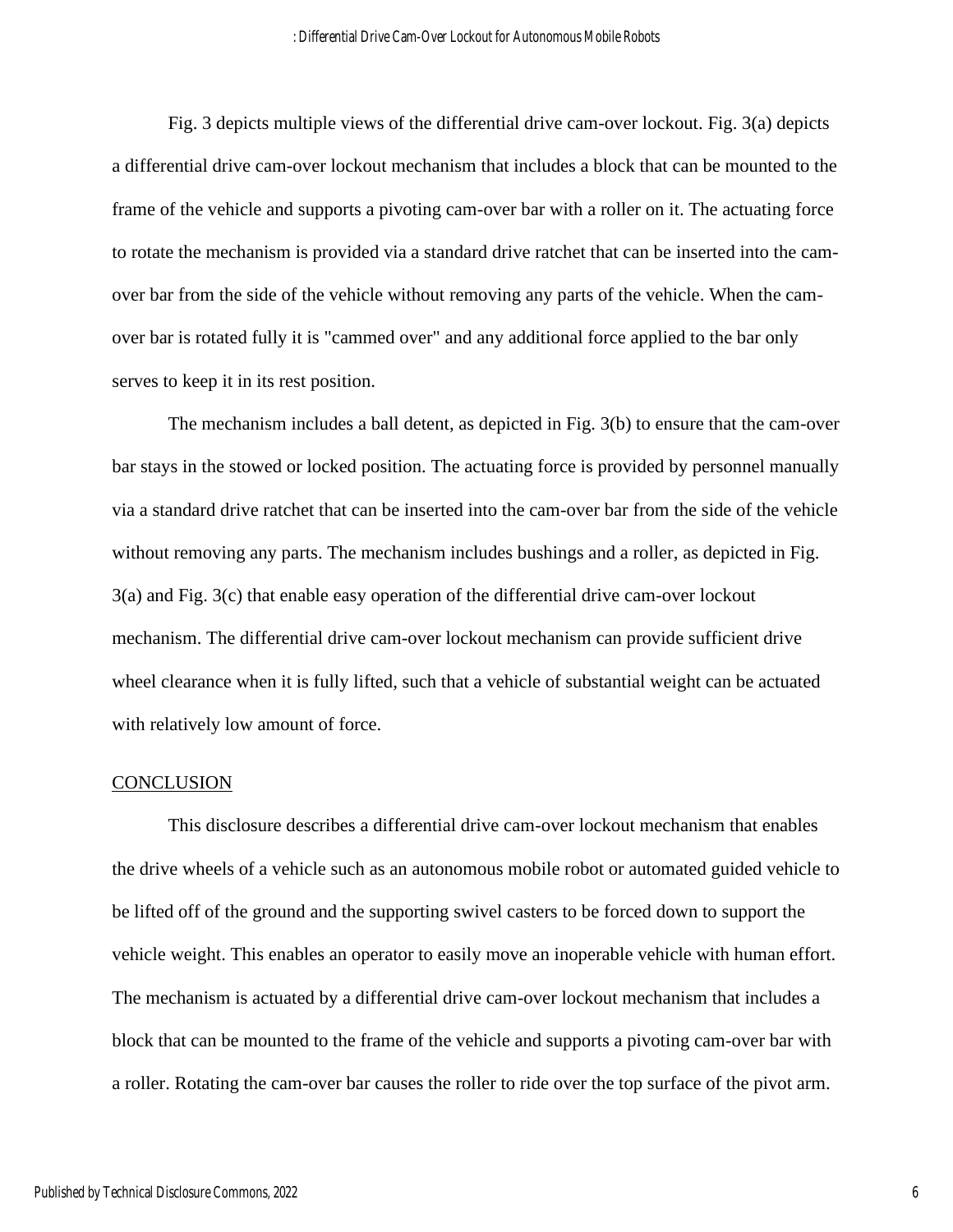Fig. 3 depicts multiple views of the differential drive cam-over lockout. Fig. 3(a) depicts a differential drive cam-over lockout mechanism that includes a block that can be mounted to the frame of the vehicle and supports a pivoting cam-over bar with a roller on it. The actuating force to rotate the mechanism is provided via a standard drive ratchet that can be inserted into the cam-over bar from the side of the vehicle without removing any parts of the vehicle. When the cam-over bar is rotated fully it is "cammed over" and any additional force applied to the bar only serves to keep it in its rest position.

The mechanism includes a ball detent, as depicted in Fig. 3(b) to ensure that the cam-over bar stays in the stowed or locked position. The actuating force is provided by personnel manually via a standard drive ratchet that can be inserted into the cam-over bar from the side of the vehicle without removing any parts. The mechanism includes bushings and a roller, as depicted in Fig. 3(a) and Fig. 3(c) that enable easy operation of the differential drive cam-over lockout mechanism. The differential drive cam-over lockout mechanism can provide sufficient drive wheel clearance when it is fully lifted, such that a vehicle of substantial weight can be actuated with relatively low amount of force.

## CONCLUSION

This disclosure describes a differential drive cam-over lockout mechanism that enables the drive wheels of a vehicle such as an autonomous mobile robot or automated guided vehicle to be lifted off of the ground and the supporting swivel casters to be forced down to support the vehicle weight. This enables an operator to easily move an inoperable vehicle with human effort. The mechanism is actuated by a differential drive cam-over lockout mechanism that includes a block that can be mounted to the frame of the vehicle and supports a pivoting cam-over bar with a roller. Rotating the cam-over bar causes the roller to ride over the top surface of the pivot arm.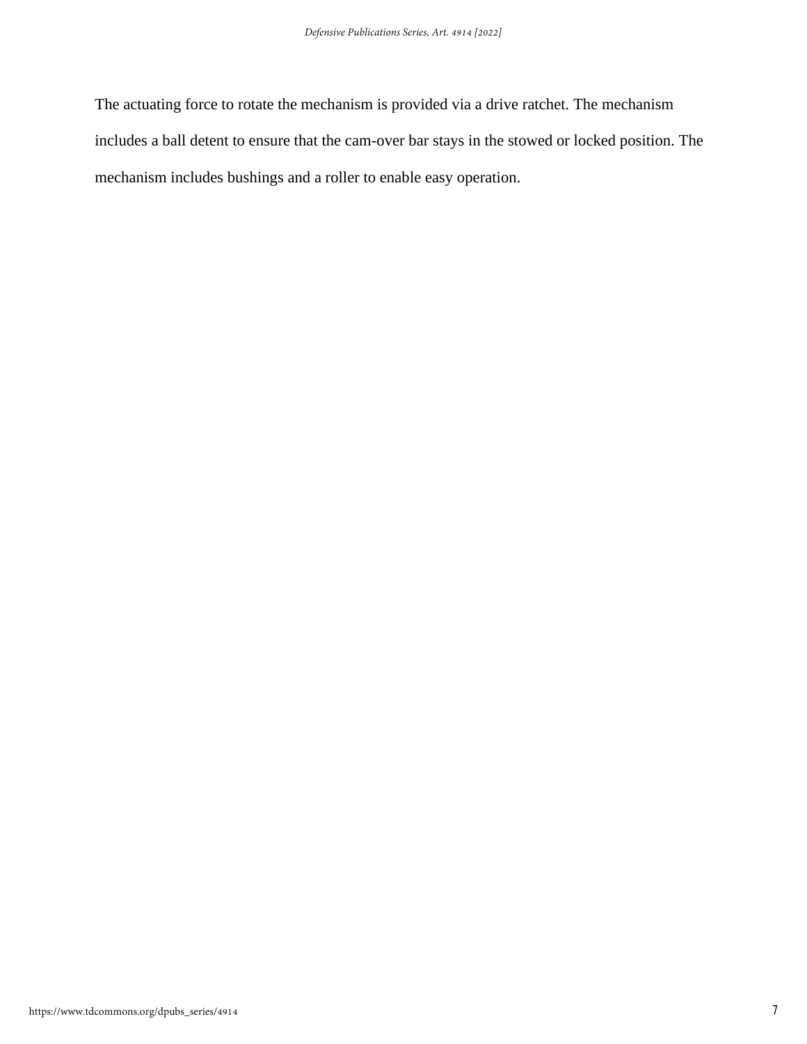The actuating force to rotate the mechanism is provided via a drive ratchet. The mechanism includes a ball detent to ensure that the cam-over bar stays in the stowed or locked position. The mechanism includes bushings and a roller to enable easy operation.